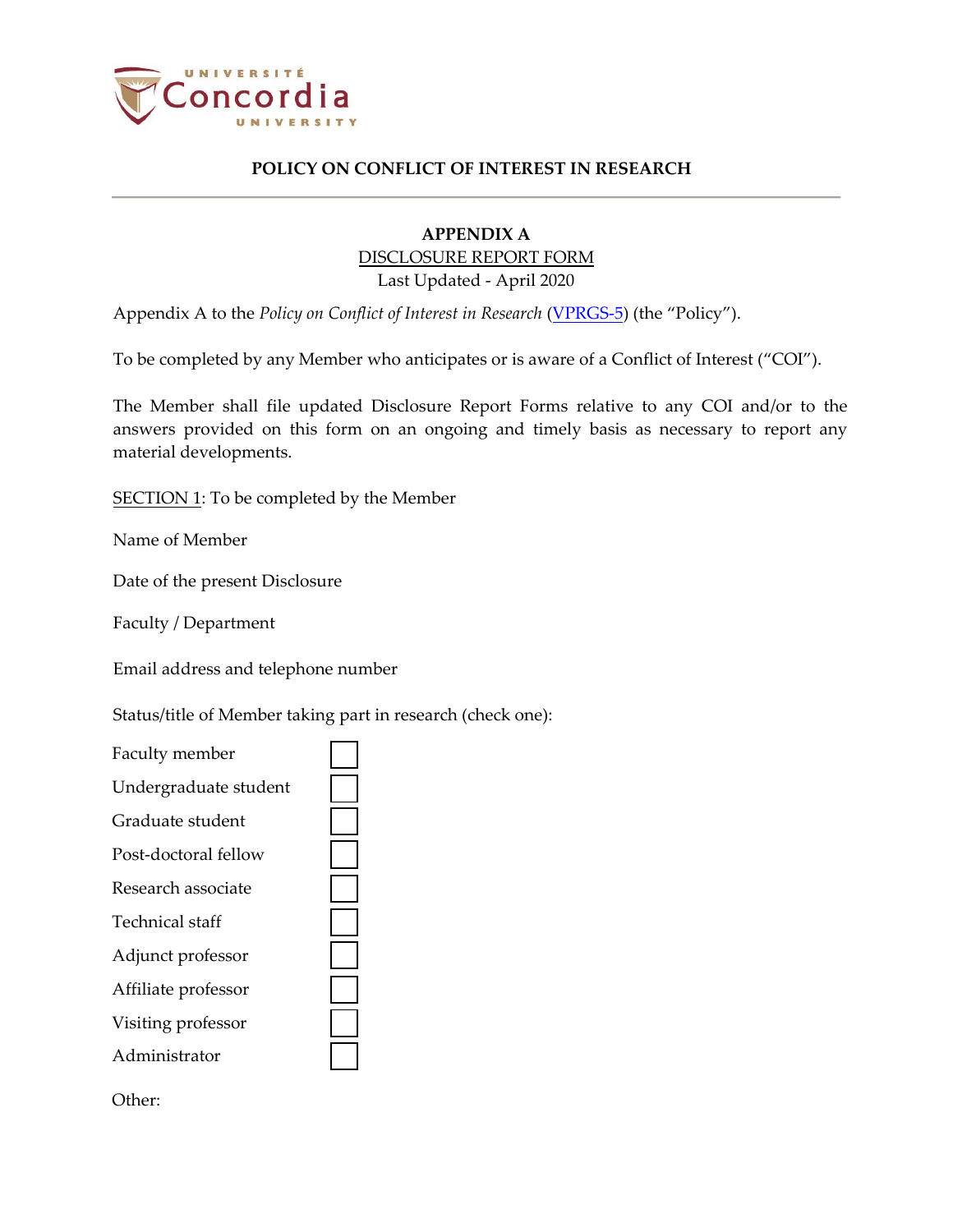# POLICY ON CONFLICT OF INTEREST IN RESEARCH

## APPENDIX A

DISCLOSURE REPORT FORM

Last Updated - April 2020

Appendix A to the *Policy on Conflict of Interest in Research* (VPRGS-5) (the "Policy").

To be completed by any Member who anticipates or is aware of a Conflict of Interest ("COI").

The Member shall file updated Disclosure Report Forms relative to any COI and/or to the answers provided on this form on an ongoing and timely basis as necessary to report any material developments.

SECTION 1: To be completed by the Member

Name of Member

Date of the present Disclosure

Faculty / Department

Email address and telephone number

Status/title of Member taking part in research (check one):

- Faculty member ☐
- Undergraduate student ☐
- Graduate student ☐
- Post-doctoral fellow ☐
- Research associate ☐
- Technical staff ☐
- Adjunct professor ☐
- Affiliate professor ☐
- Visiting professor ☐
- Administrator ☐

Other: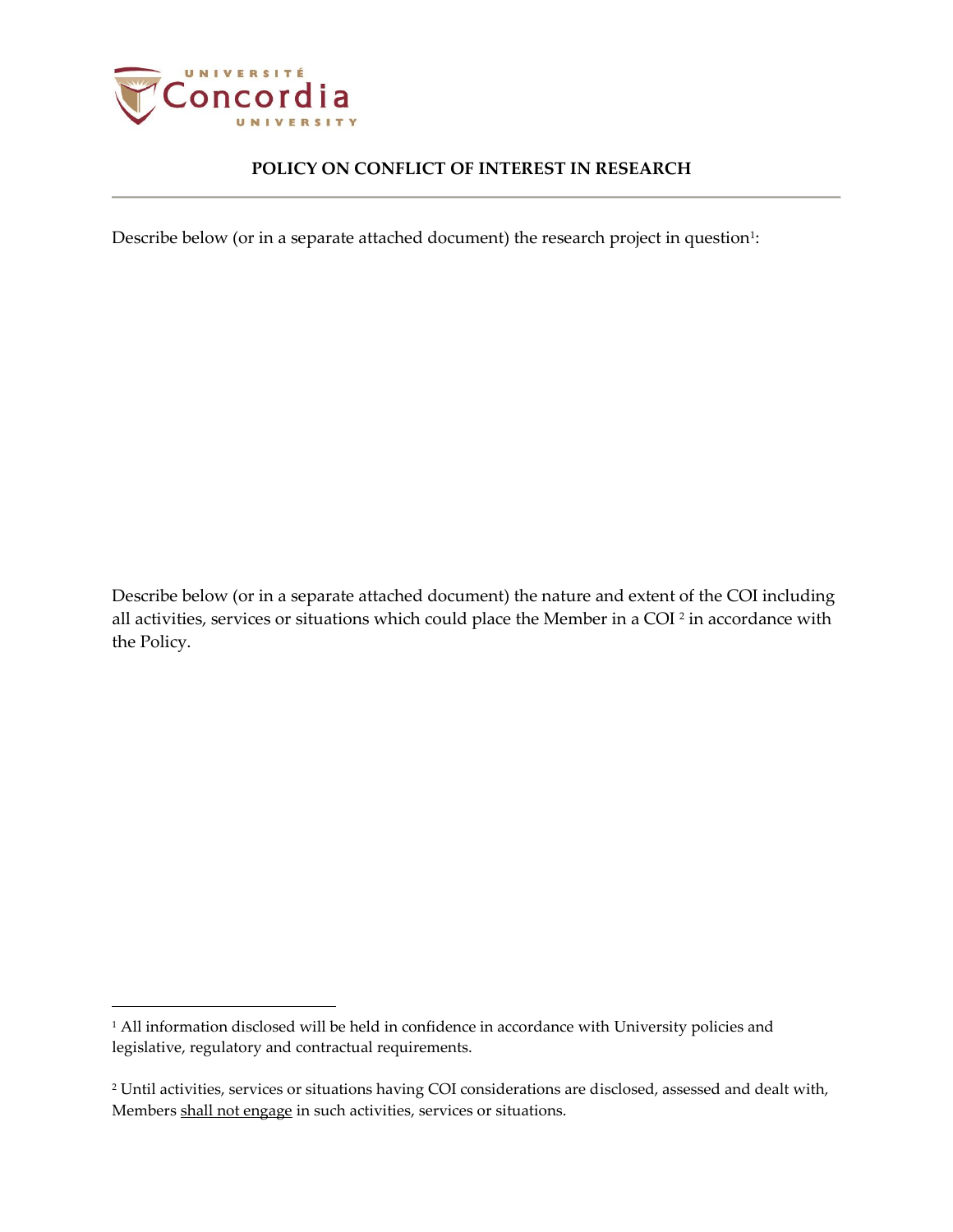## POLICY ON CONFLICT OF INTEREST IN RESEARCH

Describe below (or in a separate attached document) the research project in question[1]:

Describe below (or in a separate attached document) the nature and extent of the COI including all activities, services or situations which could place the Member in a COI [2] in accordance with the Policy.

---

[1] All information disclosed will be held in confidence in accordance with University policies and legislative, regulatory and contractual requirements.

[2] Until activities, services or situations having COI considerations are disclosed, assessed and dealt with, Members shall not engage in such activities, services or situations.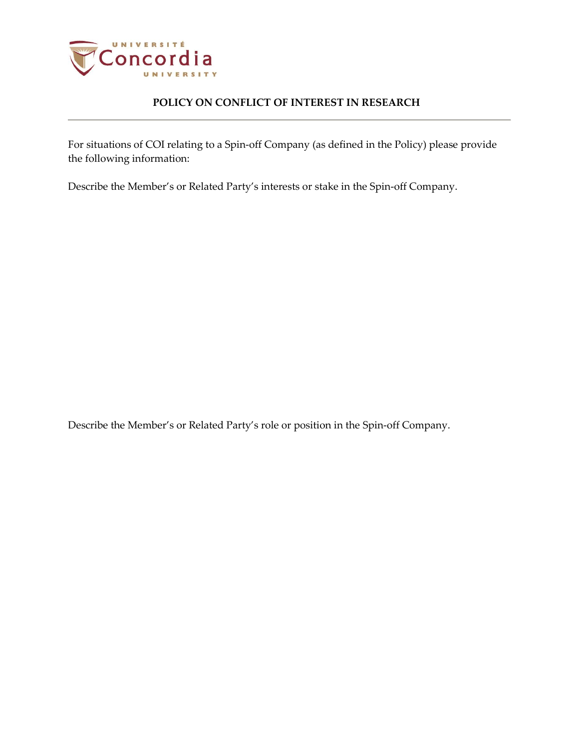**POLICY ON CONFLICT OF INTEREST IN RESEARCH**

For situations of COI relating to a Spin-off Company (as defined in the Policy) please provide the following information:

Describe the Member's or Related Party's interests or stake in the Spin-off Company.

Describe the Member's or Related Party's role or position in the Spin-off Company.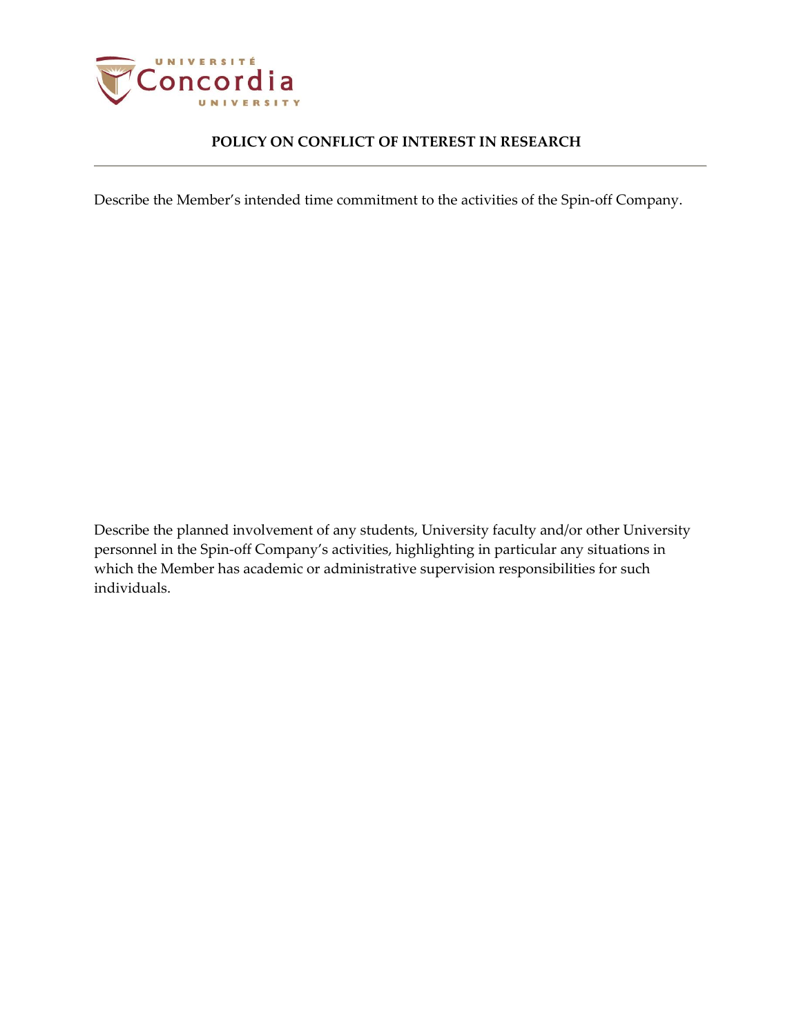Describe the Member's intended time commitment to the activities of the Spin-off Company.

Describe the planned involvement of any students, University faculty and/or other University personnel in the Spin-off Company's activities, highlighting in particular any situations in which the Member has academic or administrative supervision responsibilities for such individuals.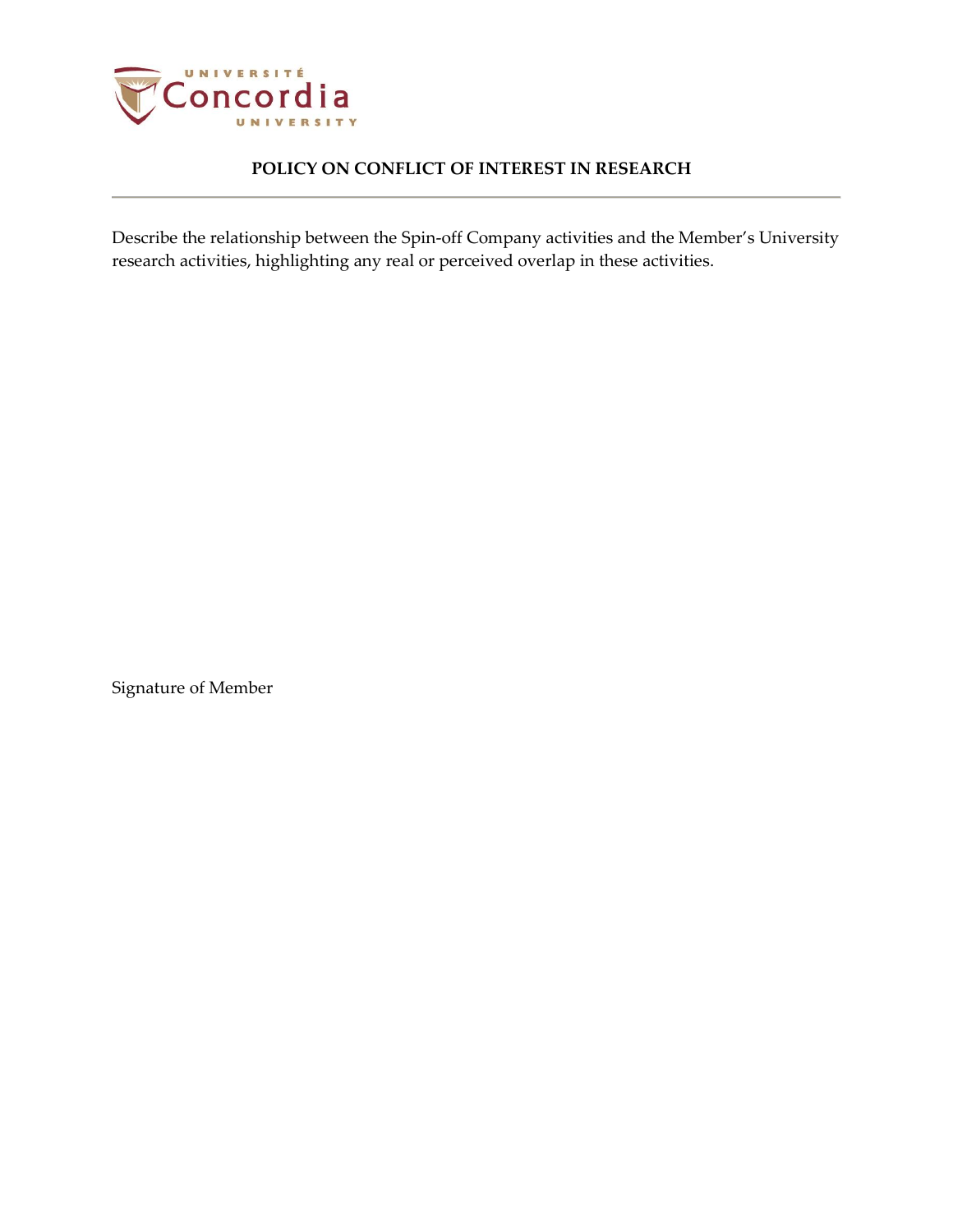Describe the relationship between the Spin-off Company activities and the Member's University research activities, highlighting any real or perceived overlap in these activities.

Signature of Member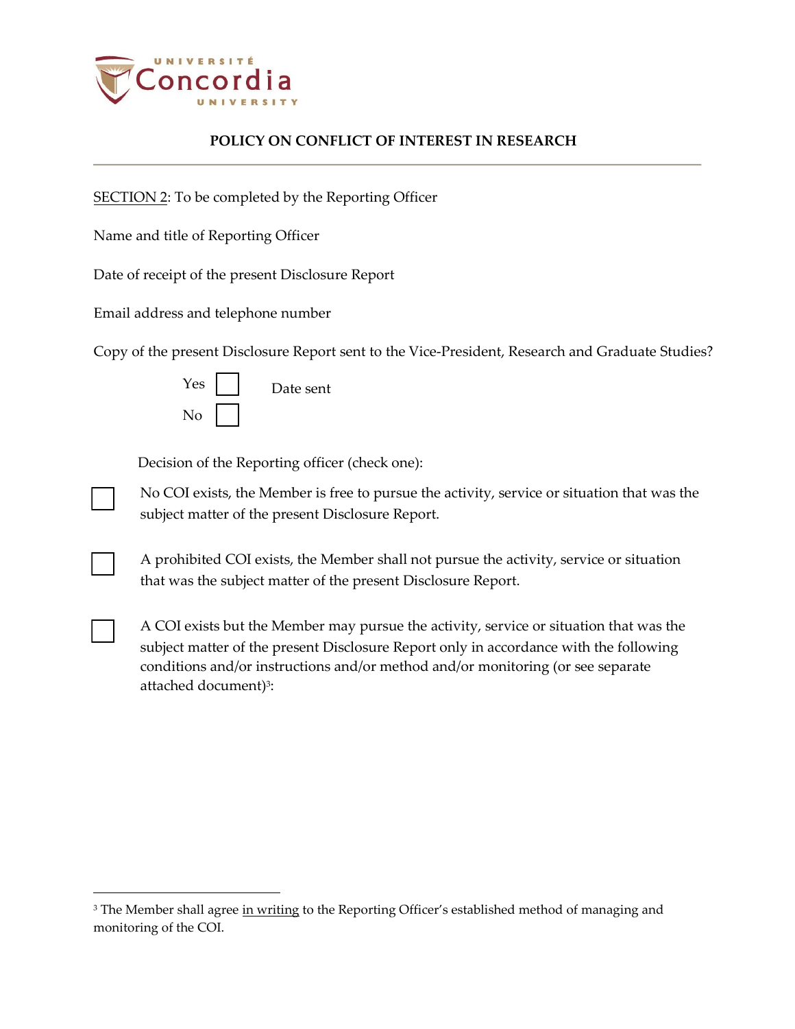UNIVERSITÉ Concordia UNIVERSITY

## POLICY ON CONFLICT OF INTEREST IN RESEARCH

SECTION 2: To be completed by the Reporting Officer

Name and title of Reporting Officer

Date of receipt of the present Disclosure Report

Email address and telephone number

Copy of the present Disclosure Report sent to the Vice-President, Research and Graduate Studies?

- ☐ Yes — Date sent
- ☐ No

Decision of the Reporting officer (check one):

☐ No COI exists, the Member is free to pursue the activity, service or situation that was the subject matter of the present Disclosure Report.

☐ A prohibited COI exists, the Member shall not pursue the activity, service or situation that was the subject matter of the present Disclosure Report.

☐ A COI exists but the Member may pursue the activity, service or situation that was the subject matter of the present Disclosure Report only in accordance with the following conditions and/or instructions and/or method and/or monitoring (or see separate attached document)[3]:

---

[3] The Member shall agree in writing to the Reporting Officer's established method of managing and monitoring of the COI.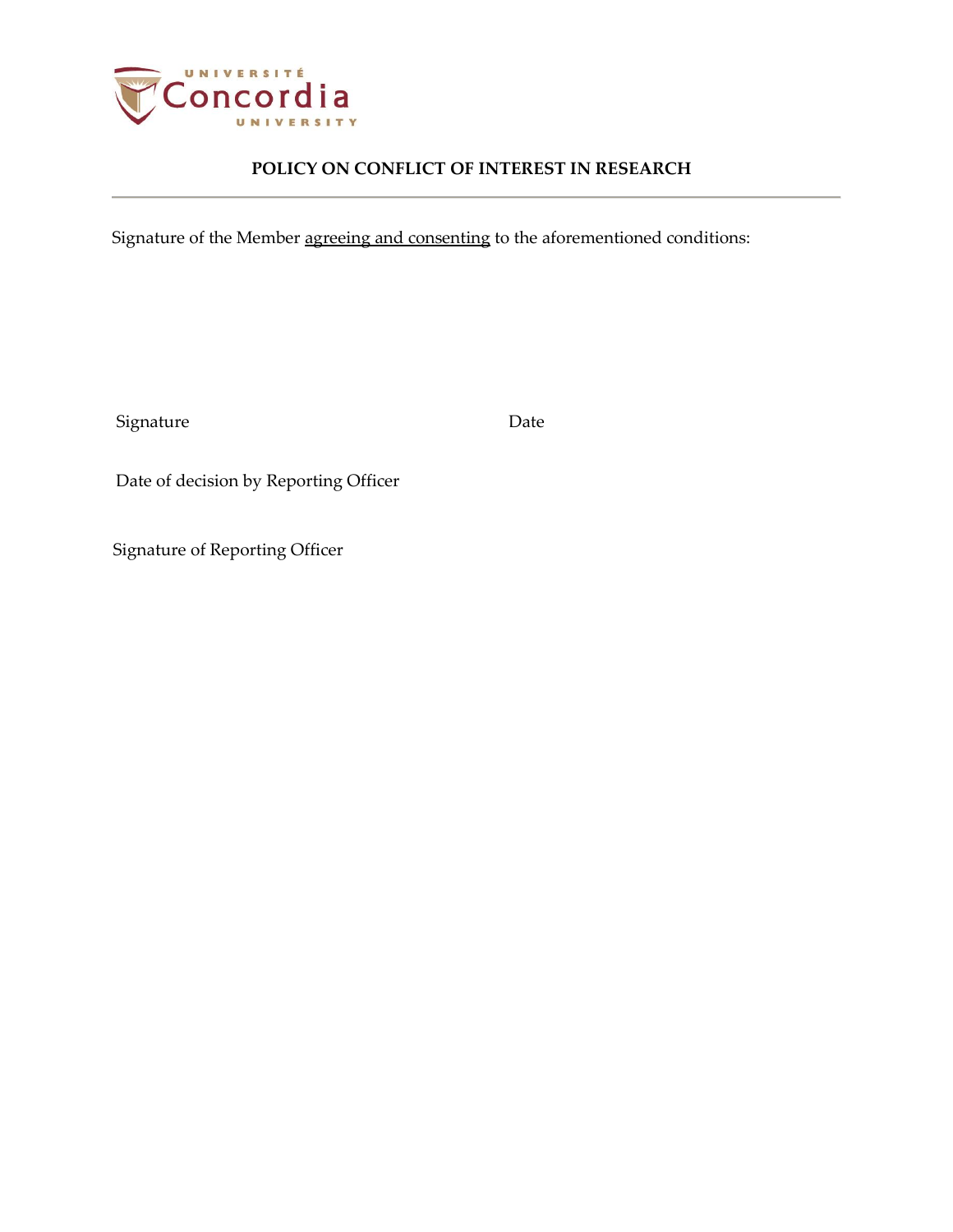**POLICY ON CONFLICT OF INTEREST IN RESEARCH**

Signature of the Member agreeing and consenting to the aforementioned conditions:

Signature                                        Date

Date of decision by Reporting Officer

Signature of Reporting Officer